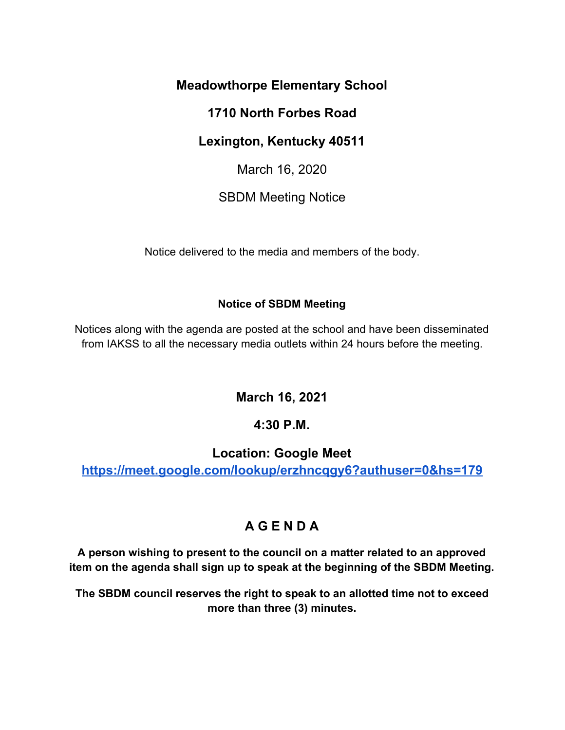**Meadowthorpe Elementary School**

**1710 North Forbes Road**

**Lexington, Kentucky 40511**

March 16, 2020

SBDM Meeting Notice

Notice delivered to the media and members of the body.

**Notice of SBDM Meeting**

Notices along with the agenda are posted at the school and have been disseminated from IAKSS to all the necessary media outlets within 24 hours before the meeting.

**March 16, 2021**

**4:30 P.M.**

**Location: Google Meet**
**https://meet.google.com/lookup/erzhncqgy6?authuser=0&hs=179**

## A G E N D A

**A person wishing to present to the council on a matter related to an approved item on the agenda shall sign up to speak at the beginning of the SBDM Meeting.**

**The SBDM council reserves the right to speak to an allotted time not to exceed more than three (3) minutes.**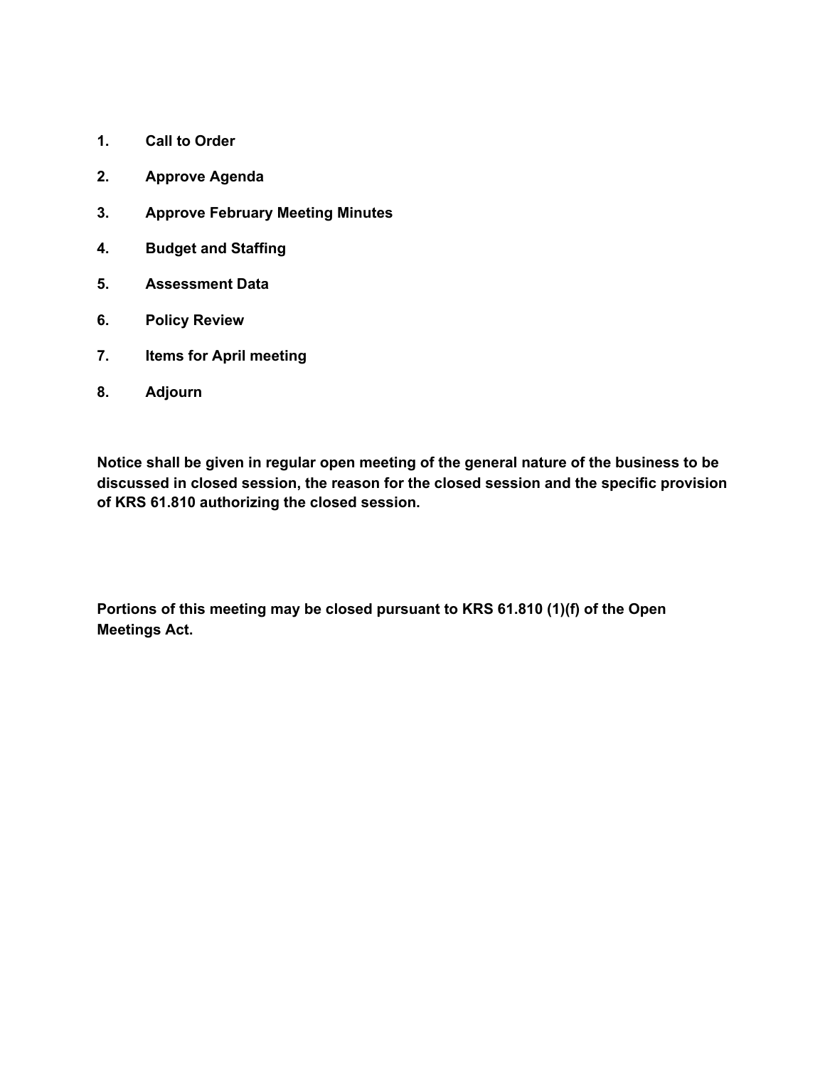1. **Call to Order**
2. **Approve Agenda**
3. **Approve February Meeting Minutes**
4. **Budget and Staffing**
5. **Assessment Data**
6. **Policy Review**
7. **Items for April meeting**
8. **Adjourn**

**Notice shall be given in regular open meeting of the general nature of the business to be discussed in closed session, the reason for the closed session and the specific provision of KRS 61.810 authorizing the closed session.**

**Portions of this meeting may be closed pursuant to KRS 61.810 (1)(f) of the Open Meetings Act.**